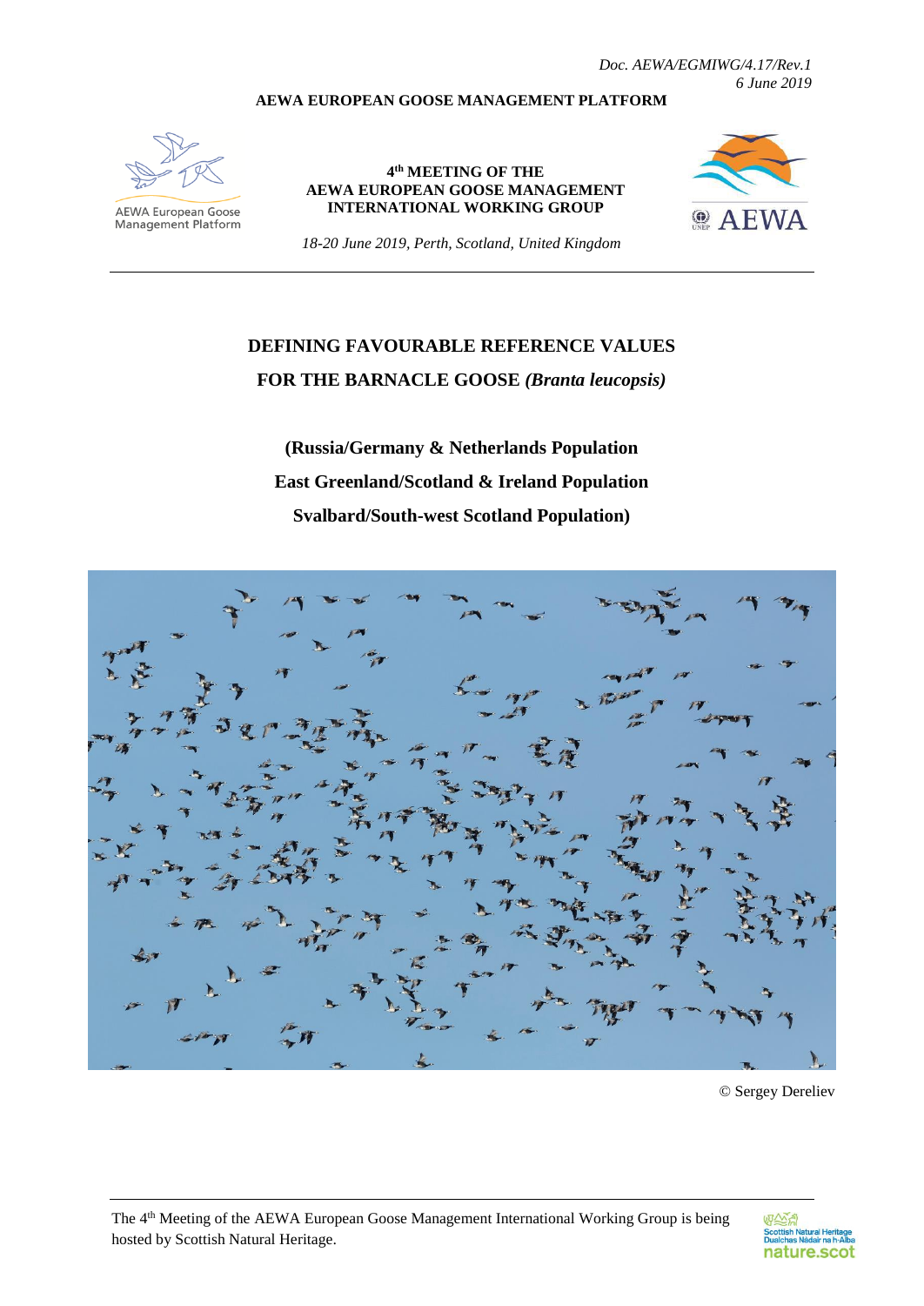*Doc. AEWA/EGMIWG/4.17/Rev.1*
*6 June 2019*

**AEWA EUROPEAN GOOSE MANAGEMENT PLATFORM**

AEWA European Goose Management Platform

**4th MEETING OF THE AEWA EUROPEAN GOOSE MANAGEMENT INTERNATIONAL WORKING GROUP**

*18-20 June 2019, Perth, Scotland, United Kingdom*

AEWA

# DEFINING FAVOURABLE REFERENCE VALUES FOR THE BARNACLE GOOSE *(Branta leucopsis)*

## (Russia/Germany & Netherlands Population East Greenland/Scotland & Ireland Population Svalbard/South-west Scotland Population)

© Sergey Dereliev

The 4th Meeting of the AEWA European Goose Management International Working Group is being hosted by Scottish Natural Heritage.

Scottish Natural Heritage
Dualchas Nàdair na h-Alba
nature.scot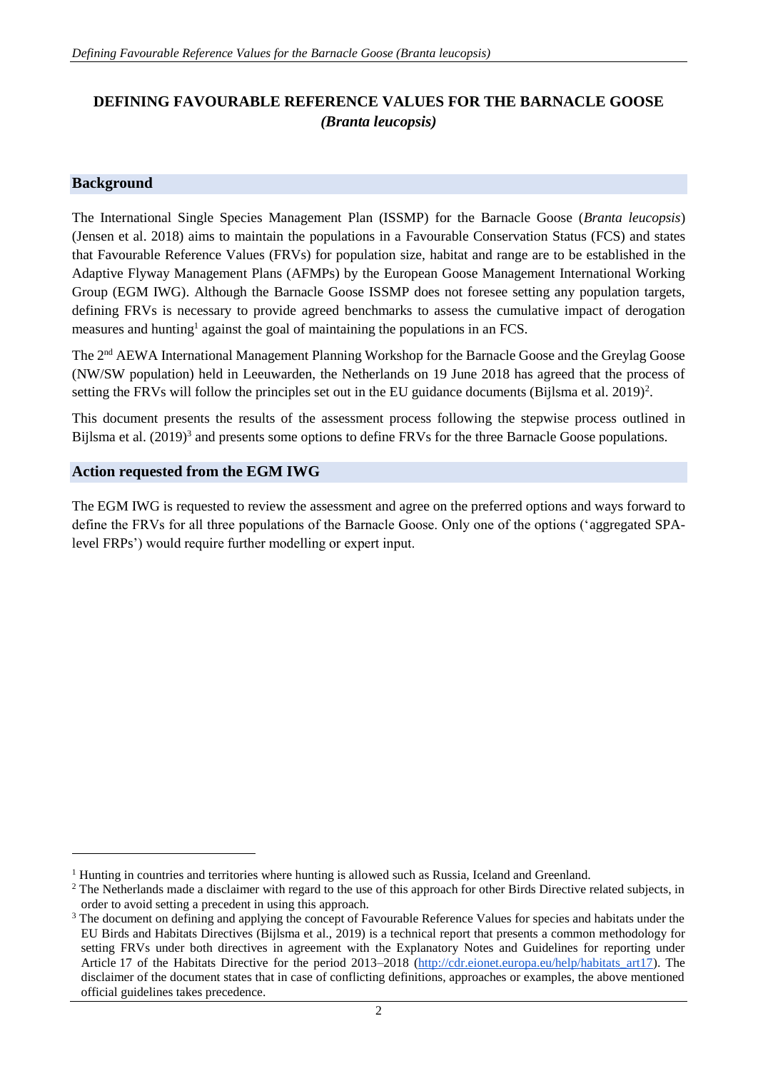# DEFINING FAVOURABLE REFERENCE VALUES FOR THE BARNACLE GOOSE *(Branta leucopsis)*

## Background

The International Single Species Management Plan (ISSMP) for the Barnacle Goose (*Branta leucopsis*) (Jensen et al. 2018) aims to maintain the populations in a Favourable Conservation Status (FCS) and states that Favourable Reference Values (FRVs) for population size, habitat and range are to be established in the Adaptive Flyway Management Plans (AFMPs) by the European Goose Management International Working Group (EGM IWG). Although the Barnacle Goose ISSMP does not foresee setting any population targets, defining FRVs is necessary to provide agreed benchmarks to assess the cumulative impact of derogation measures and hunting[1] against the goal of maintaining the populations in an FCS.

The 2nd AEWA International Management Planning Workshop for the Barnacle Goose and the Greylag Goose (NW/SW population) held in Leeuwarden, the Netherlands on 19 June 2018 has agreed that the process of setting the FRVs will follow the principles set out in the EU guidance documents (Bijlsma et al. 2019)[2].

This document presents the results of the assessment process following the stepwise process outlined in Bijlsma et al. (2019)[3] and presents some options to define FRVs for the three Barnacle Goose populations.

## Action requested from the EGM IWG

The EGM IWG is requested to review the assessment and agree on the preferred options and ways forward to define the FRVs for all three populations of the Barnacle Goose. Only one of the options ('aggregated SPA-level FRPs') would require further modelling or expert input.

---

[1] Hunting in countries and territories where hunting is allowed such as Russia, Iceland and Greenland.

[2] The Netherlands made a disclaimer with regard to the use of this approach for other Birds Directive related subjects, in order to avoid setting a precedent in using this approach.

[3] The document on defining and applying the concept of Favourable Reference Values for species and habitats under the EU Birds and Habitats Directives (Bijlsma et al., 2019) is a technical report that presents a common methodology for setting FRVs under both directives in agreement with the Explanatory Notes and Guidelines for reporting under Article 17 of the Habitats Directive for the period 2013–2018 (http://cdr.eionet.europa.eu/help/habitats_art17). The disclaimer of the document states that in case of conflicting definitions, approaches or examples, the above mentioned official guidelines takes precedence.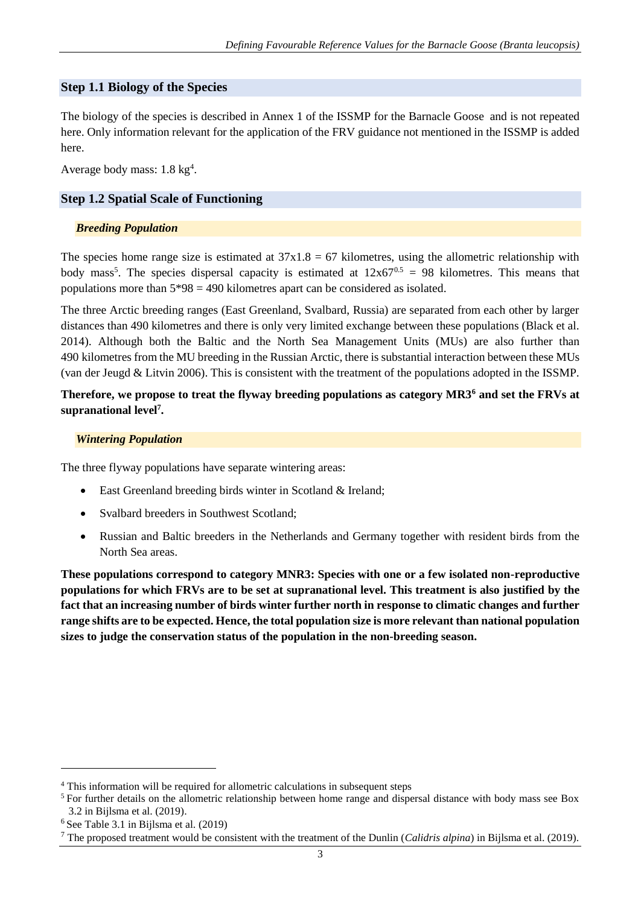## Step 1.1 Biology of the Species

The biology of the species is described in Annex 1 of the ISSMP for the Barnacle Goose and is not repeated here. Only information relevant for the application of the FRV guidance not mentioned in the ISSMP is added here.

Average body mass: 1.8 kg[4].

## Step 1.2 Spatial Scale of Functioning

### *Breeding Population*

The species home range size is estimated at $37 \times 1.8 = 67$ kilometres, using the allometric relationship with body mass[5]. The species dispersal capacity is estimated at $12 \times 67^{0.5} = 98$ kilometres. This means that populations more than $5 * 98 = 490$ kilometres apart can be considered as isolated.

The three Arctic breeding ranges (East Greenland, Svalbard, Russia) are separated from each other by larger distances than 490 kilometres and there is only very limited exchange between these populations (Black et al. 2014). Although both the Baltic and the North Sea Management Units (MUs) are also further than 490 kilometres from the MU breeding in the Russian Arctic, there is substantial interaction between these MUs (van der Jeugd & Litvin 2006). This is consistent with the treatment of the populations adopted in the ISSMP.

**Therefore, we propose to treat the flyway breeding populations as category MR3[6] and set the FRVs at supranational level[7].**

### *Wintering Population*

The three flyway populations have separate wintering areas:

- East Greenland breeding birds winter in Scotland & Ireland;
- Svalbard breeders in Southwest Scotland;
- Russian and Baltic breeders in the Netherlands and Germany together with resident birds from the North Sea areas.

**These populations correspond to category MNR3: Species with one or a few isolated non-reproductive populations for which FRVs are to be set at supranational level. This treatment is also justified by the fact that an increasing number of birds winter further north in response to climatic changes and further range shifts are to be expected. Hence, the total population size is more relevant than national population sizes to judge the conservation status of the population in the non-breeding season.**

---

[4] This information will be required for allometric calculations in subsequent steps

[5] For further details on the allometric relationship between home range and dispersal distance with body mass see Box 3.2 in Bijlsma et al. (2019).

[6] See Table 3.1 in Bijlsma et al. (2019)

[7] The proposed treatment would be consistent with the treatment of the Dunlin (*Calidris alpina*) in Bijlsma et al. (2019).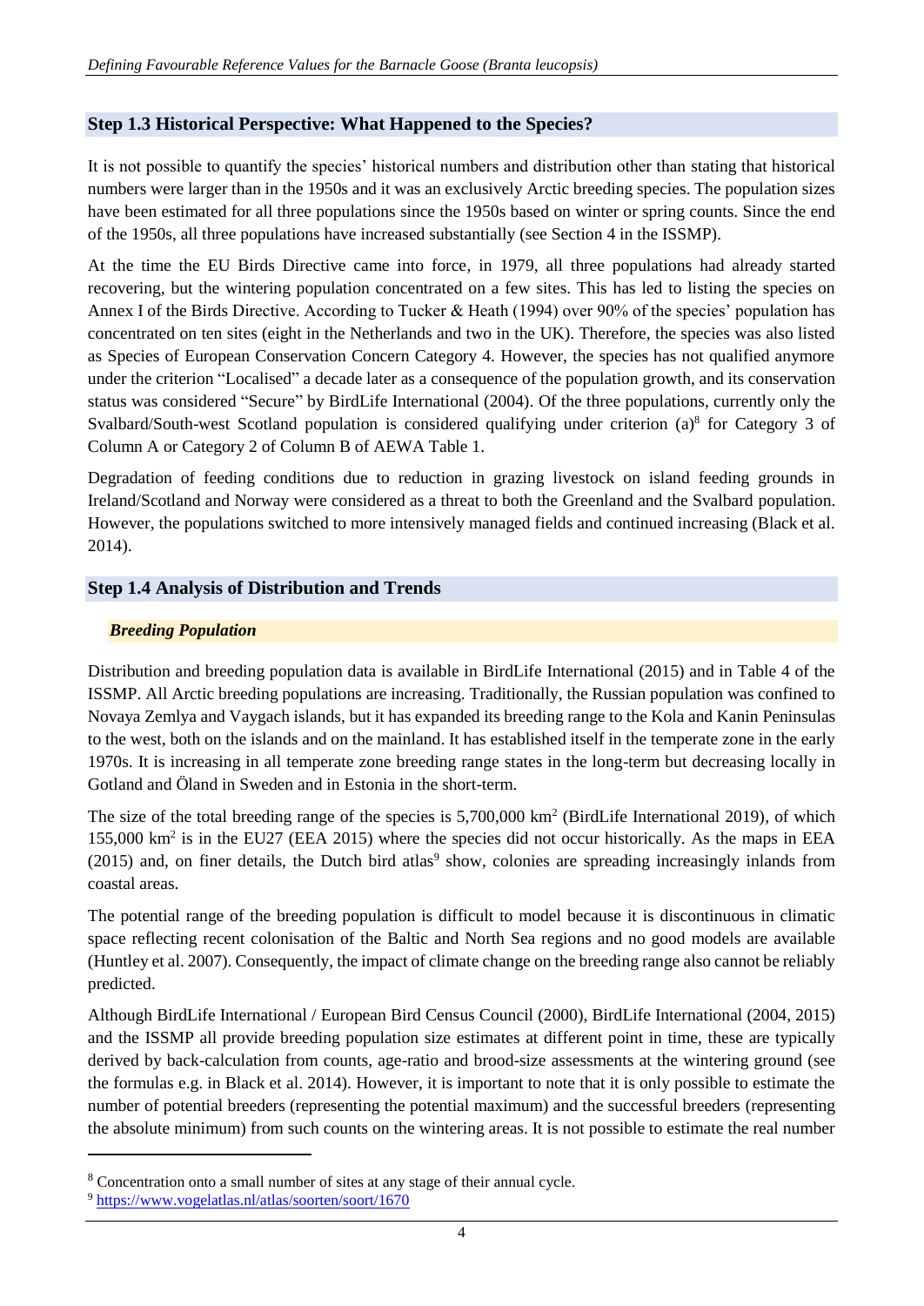## Step 1.3 Historical Perspective: What Happened to the Species?

It is not possible to quantify the species' historical numbers and distribution other than stating that historical numbers were larger than in the 1950s and it was an exclusively Arctic breeding species. The population sizes have been estimated for all three populations since the 1950s based on winter or spring counts. Since the end of the 1950s, all three populations have increased substantially (see Section 4 in the ISSMP).

At the time the EU Birds Directive came into force, in 1979, all three populations had already started recovering, but the wintering population concentrated on a few sites. This has led to listing the species on Annex I of the Birds Directive. According to Tucker & Heath (1994) over 90% of the species' population has concentrated on ten sites (eight in the Netherlands and two in the UK). Therefore, the species was also listed as Species of European Conservation Concern Category 4. However, the species has not qualified anymore under the criterion "Localised" a decade later as a consequence of the population growth, and its conservation status was considered "Secure" by BirdLife International (2004). Of the three populations, currently only the Svalbard/South-west Scotland population is considered qualifying under criterion (a)[8] for Category 3 of Column A or Category 2 of Column B of AEWA Table 1.

Degradation of feeding conditions due to reduction in grazing livestock on island feeding grounds in Ireland/Scotland and Norway were considered as a threat to both the Greenland and the Svalbard population. However, the populations switched to more intensively managed fields and continued increasing (Black et al. 2014).

## Step 1.4 Analysis of Distribution and Trends

### *Breeding Population*

Distribution and breeding population data is available in BirdLife International (2015) and in Table 4 of the ISSMP. All Arctic breeding populations are increasing. Traditionally, the Russian population was confined to Novaya Zemlya and Vaygach islands, but it has expanded its breeding range to the Kola and Kanin Peninsulas to the west, both on the islands and on the mainland. It has established itself in the temperate zone in the early 1970s. It is increasing in all temperate zone breeding range states in the long-term but decreasing locally in Gotland and Öland in Sweden and in Estonia in the short-term.

The size of the total breeding range of the species is 5,700,000 km$^2$ (BirdLife International 2019), of which 155,000 km$^2$ is in the EU27 (EEA 2015) where the species did not occur historically. As the maps in EEA (2015) and, on finer details, the Dutch bird atlas[9] show, colonies are spreading increasingly inlands from coastal areas.

The potential range of the breeding population is difficult to model because it is discontinuous in climatic space reflecting recent colonisation of the Baltic and North Sea regions and no good models are available (Huntley et al. 2007). Consequently, the impact of climate change on the breeding range also cannot be reliably predicted.

Although BirdLife International / European Bird Census Council (2000), BirdLife International (2004, 2015) and the ISSMP all provide breeding population size estimates at different point in time, these are typically derived by back-calculation from counts, age-ratio and brood-size assessments at the wintering ground (see the formulas e.g. in Black et al. 2014). However, it is important to note that it is only possible to estimate the number of potential breeders (representing the potential maximum) and the successful breeders (representing the absolute minimum) from such counts on the wintering areas. It is not possible to estimate the real number

---

[8] Concentration onto a small number of sites at any stage of their annual cycle.

[9] https://www.vogelatlas.nl/atlas/soorten/soort/1670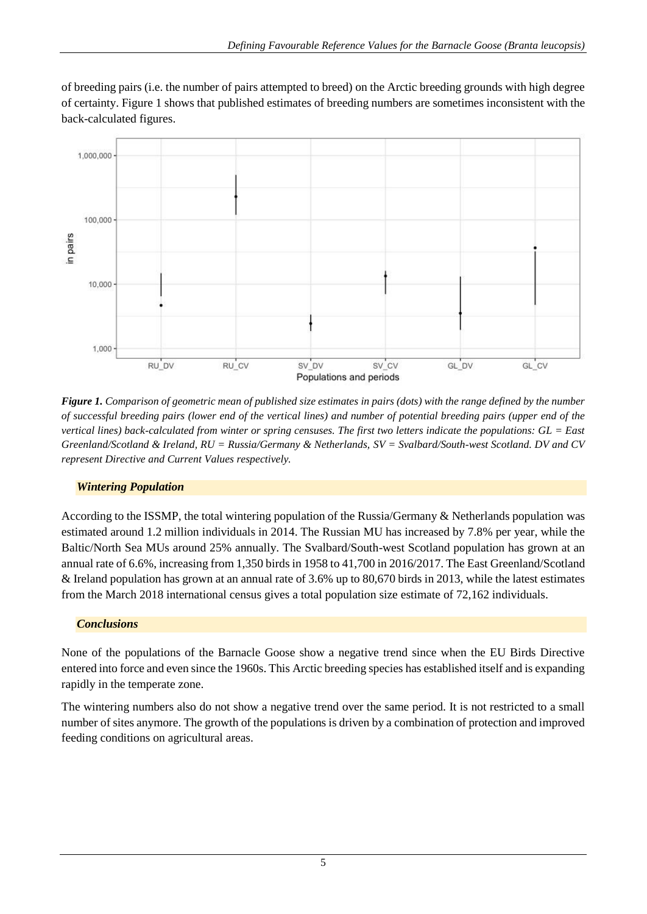of breeding pairs (i.e. the number of pairs attempted to breed) on the Arctic breeding grounds with high degree of certainty. Figure 1 shows that published estimates of breeding numbers are sometimes inconsistent with the back-calculated figures.

***Figure 1.*** *Comparison of geometric mean of published size estimates in pairs (dots) with the range defined by the number of successful breeding pairs (lower end of the vertical lines) and number of potential breeding pairs (upper end of the vertical lines) back-calculated from winter or spring censuses. The first two letters indicate the populations: GL = East Greenland/Scotland & Ireland, RU = Russia/Germany & Netherlands, SV = Svalbard/South-west Scotland. DV and CV represent Directive and Current Values respectively.*

### *Wintering Population*

According to the ISSMP, the total wintering population of the Russia/Germany & Netherlands population was estimated around 1.2 million individuals in 2014. The Russian MU has increased by 7.8% per year, while the Baltic/North Sea MUs around 25% annually. The Svalbard/South-west Scotland population has grown at an annual rate of 6.6%, increasing from 1,350 birds in 1958 to 41,700 in 2016/2017. The East Greenland/Scotland & Ireland population has grown at an annual rate of 3.6% up to 80,670 birds in 2013, while the latest estimates from the March 2018 international census gives a total population size estimate of 72,162 individuals.

### *Conclusions*

None of the populations of the Barnacle Goose show a negative trend since when the EU Birds Directive entered into force and even since the 1960s. This Arctic breeding species has established itself and is expanding rapidly in the temperate zone.

The wintering numbers also do not show a negative trend over the same period. It is not restricted to a small number of sites anymore. The growth of the populations is driven by a combination of protection and improved feeding conditions on agricultural areas.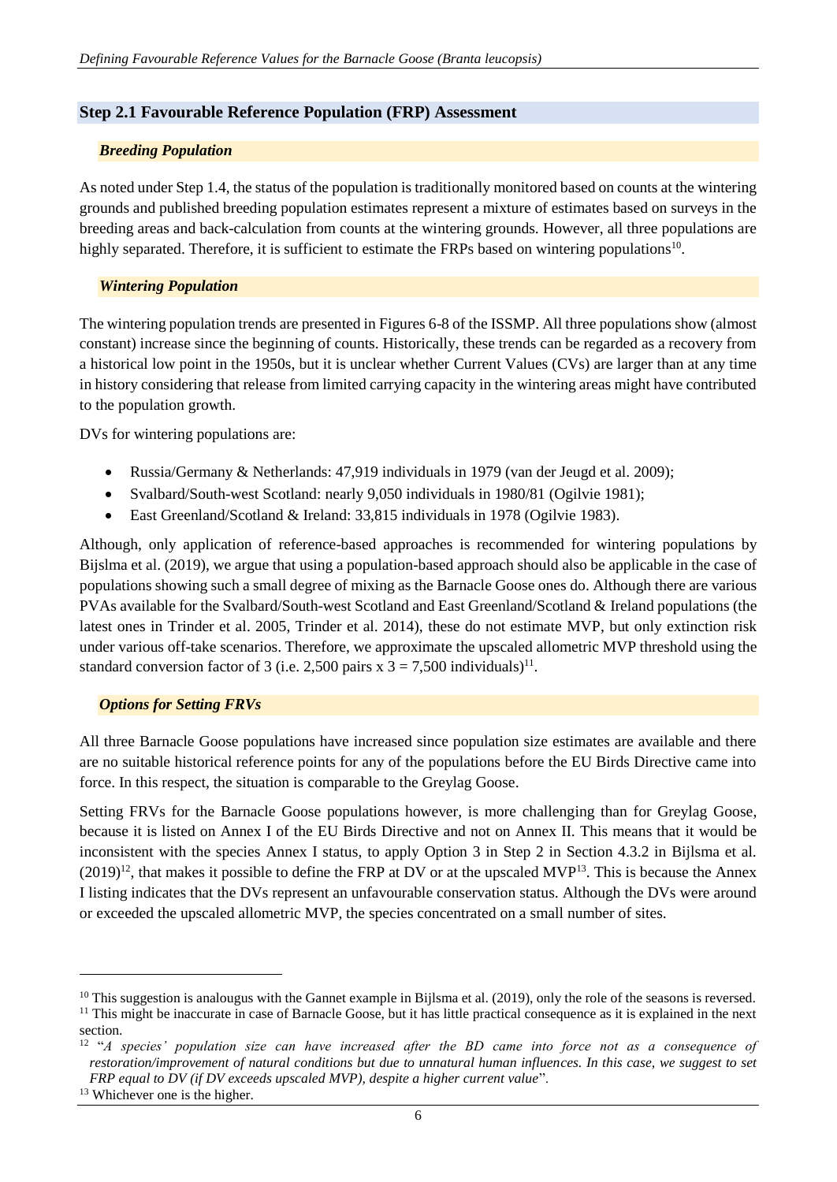## Step 2.1 Favourable Reference Population (FRP) Assessment

### *Breeding Population*

As noted under Step 1.4, the status of the population is traditionally monitored based on counts at the wintering grounds and published breeding population estimates represent a mixture of estimates based on surveys in the breeding areas and back-calculation from counts at the wintering grounds. However, all three populations are highly separated. Therefore, it is sufficient to estimate the FRPs based on wintering populations[10].

### *Wintering Population*

The wintering population trends are presented in Figures 6-8 of the ISSMP. All three populations show (almost constant) increase since the beginning of counts. Historically, these trends can be regarded as a recovery from a historical low point in the 1950s, but it is unclear whether Current Values (CVs) are larger than at any time in history considering that release from limited carrying capacity in the wintering areas might have contributed to the population growth.

DVs for wintering populations are:

- Russia/Germany & Netherlands: 47,919 individuals in 1979 (van der Jeugd et al. 2009);
- Svalbard/South-west Scotland: nearly 9,050 individuals in 1980/81 (Ogilvie 1981);
- East Greenland/Scotland & Ireland: 33,815 individuals in 1978 (Ogilvie 1983).

Although, only application of reference-based approaches is recommended for wintering populations by Bijslma et al. (2019), we argue that using a population-based approach should also be applicable in the case of populations showing such a small degree of mixing as the Barnacle Goose ones do. Although there are various PVAs available for the Svalbard/South-west Scotland and East Greenland/Scotland & Ireland populations (the latest ones in Trinder et al. 2005, Trinder et al. 2014), these do not estimate MVP, but only extinction risk under various off-take scenarios. Therefore, we approximate the upscaled allometric MVP threshold using the standard conversion factor of 3 (i.e. 2,500 pairs x 3 = 7,500 individuals)[11].

### *Options for Setting FRVs*

All three Barnacle Goose populations have increased since population size estimates are available and there are no suitable historical reference points for any of the populations before the EU Birds Directive came into force. In this respect, the situation is comparable to the Greylag Goose.

Setting FRVs for the Barnacle Goose populations however, is more challenging than for Greylag Goose, because it is listed on Annex I of the EU Birds Directive and not on Annex II. This means that it would be inconsistent with the species Annex I status, to apply Option 3 in Step 2 in Section 4.3.2 in Bijlsma et al. (2019)[12], that makes it possible to define the FRP at DV or at the upscaled MVP[13]. This is because the Annex I listing indicates that the DVs represent an unfavourable conservation status. Although the DVs were around or exceeded the upscaled allometric MVP, the species concentrated on a small number of sites.

---

[10] This suggestion is analougus with the Gannet example in Bijlsma et al. (2019), only the role of the seasons is reversed.

[11] This might be inaccurate in case of Barnacle Goose, but it has little practical consequence as it is explained in the next section.

[12] "*A species' population size can have increased after the BD came into force not as a consequence of restoration/improvement of natural conditions but due to unnatural human influences. In this case, we suggest to set FRP equal to DV (if DV exceeds upscaled MVP), despite a higher current value*".

[13] Whichever one is the higher.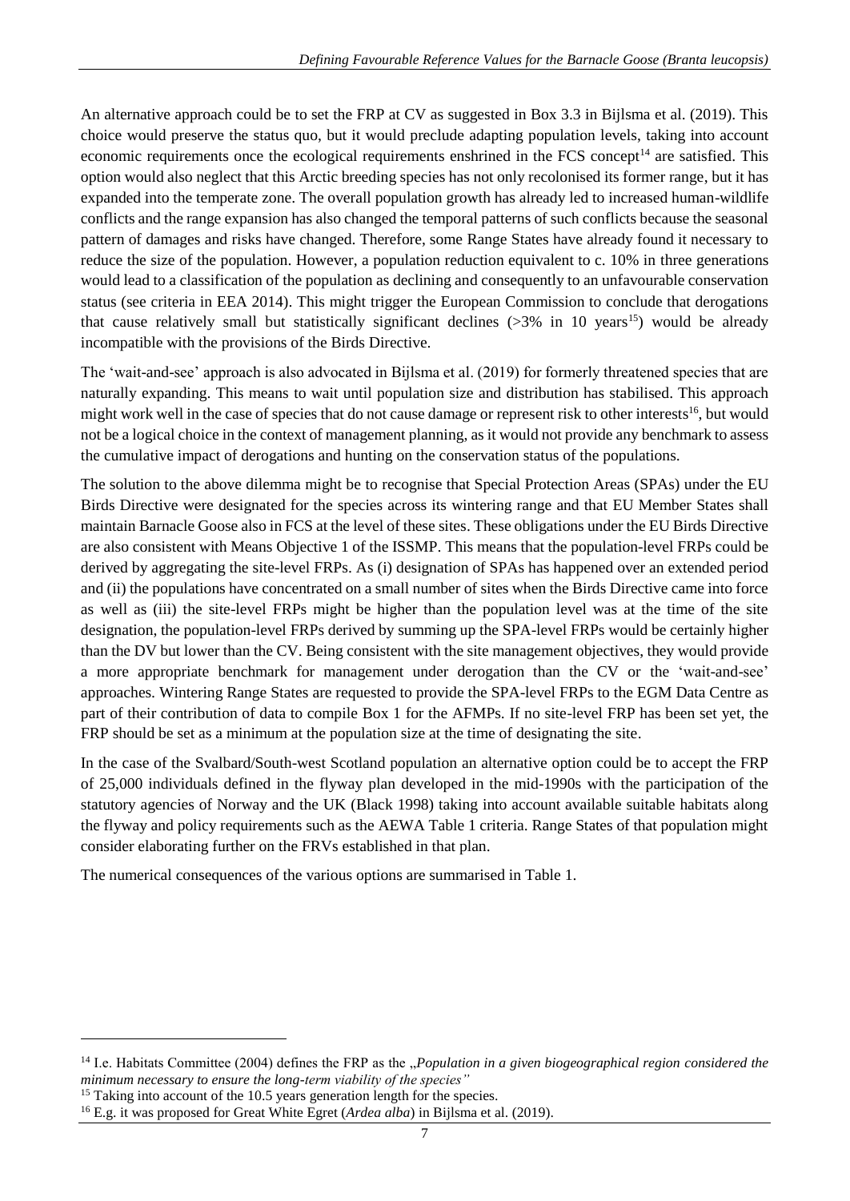An alternative approach could be to set the FRP at CV as suggested in Box 3.3 in Bijlsma et al. (2019). This choice would preserve the status quo, but it would preclude adapting population levels, taking into account economic requirements once the ecological requirements enshrined in the FCS concept[14] are satisfied. This option would also neglect that this Arctic breeding species has not only recolonised its former range, but it has expanded into the temperate zone. The overall population growth has already led to increased human-wildlife conflicts and the range expansion has also changed the temporal patterns of such conflicts because the seasonal pattern of damages and risks have changed. Therefore, some Range States have already found it necessary to reduce the size of the population. However, a population reduction equivalent to c. 10% in three generations would lead to a classification of the population as declining and consequently to an unfavourable conservation status (see criteria in EEA 2014). This might trigger the European Commission to conclude that derogations that cause relatively small but statistically significant declines (>3% in 10 years[15]) would be already incompatible with the provisions of the Birds Directive.

The 'wait-and-see' approach is also advocated in Bijlsma et al. (2019) for formerly threatened species that are naturally expanding. This means to wait until population size and distribution has stabilised. This approach might work well in the case of species that do not cause damage or represent risk to other interests[16], but would not be a logical choice in the context of management planning, as it would not provide any benchmark to assess the cumulative impact of derogations and hunting on the conservation status of the populations.

The solution to the above dilemma might be to recognise that Special Protection Areas (SPAs) under the EU Birds Directive were designated for the species across its wintering range and that EU Member States shall maintain Barnacle Goose also in FCS at the level of these sites. These obligations under the EU Birds Directive are also consistent with Means Objective 1 of the ISSMP. This means that the population-level FRPs could be derived by aggregating the site-level FRPs. As (i) designation of SPAs has happened over an extended period and (ii) the populations have concentrated on a small number of sites when the Birds Directive came into force as well as (iii) the site-level FRPs might be higher than the population level was at the time of the site designation, the population-level FRPs derived by summing up the SPA-level FRPs would be certainly higher than the DV but lower than the CV. Being consistent with the site management objectives, they would provide a more appropriate benchmark for management under derogation than the CV or the 'wait-and-see' approaches. Wintering Range States are requested to provide the SPA-level FRPs to the EGM Data Centre as part of their contribution of data to compile Box 1 for the AFMPs. If no site-level FRP has been set yet, the FRP should be set as a minimum at the population size at the time of designating the site.

In the case of the Svalbard/South-west Scotland population an alternative option could be to accept the FRP of 25,000 individuals defined in the flyway plan developed in the mid-1990s with the participation of the statutory agencies of Norway and the UK (Black 1998) taking into account available suitable habitats along the flyway and policy requirements such as the AEWA Table 1 criteria. Range States of that population might consider elaborating further on the FRVs established in that plan.

The numerical consequences of the various options are summarised in Table 1.

---

[14] I.e. Habitats Committee (2004) defines the FRP as the „*Population in a given biogeographical region considered the minimum necessary to ensure the long-term viability of the species"*

[15] Taking into account of the 10.5 years generation length for the species.

[16] E.g. it was proposed for Great White Egret (*Ardea alba*) in Bijlsma et al. (2019).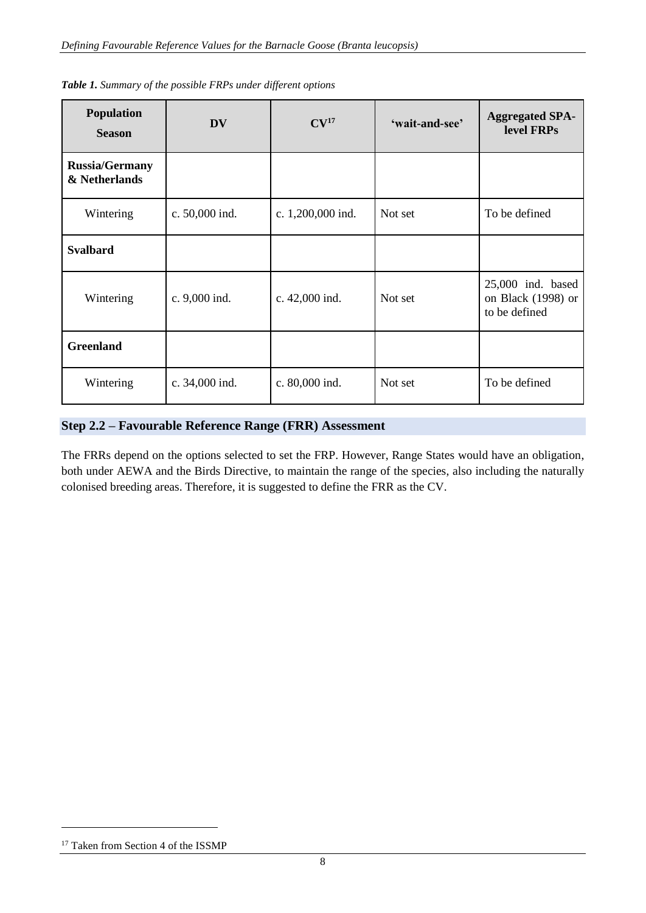***Table 1.*** *Summary of the possible FRPs under different options*

| Population Season | DV | CV[17] | 'wait-and-see' | Aggregated SPA-level FRPs |
|---|---|---|---|---|
| **Russia/Germany & Netherlands** | | | | |
| Wintering | c. 50,000 ind. | c. 1,200,000 ind. | Not set | To be defined |
| **Svalbard** | | | | |
| Wintering | c. 9,000 ind. | c. 42,000 ind. | Not set | 25,000 ind. based on Black (1998) or to be defined |
| **Greenland** | | | | |
| Wintering | c. 34,000 ind. | c. 80,000 ind. | Not set | To be defined |

### Step 2.2 – Favourable Reference Range (FRR) Assessment

The FRRs depend on the options selected to set the FRP. However, Range States would have an obligation, both under AEWA and the Birds Directive, to maintain the range of the species, also including the naturally colonised breeding areas. Therefore, it is suggested to define the FRR as the CV.

[17] Taken from Section 4 of the ISSMP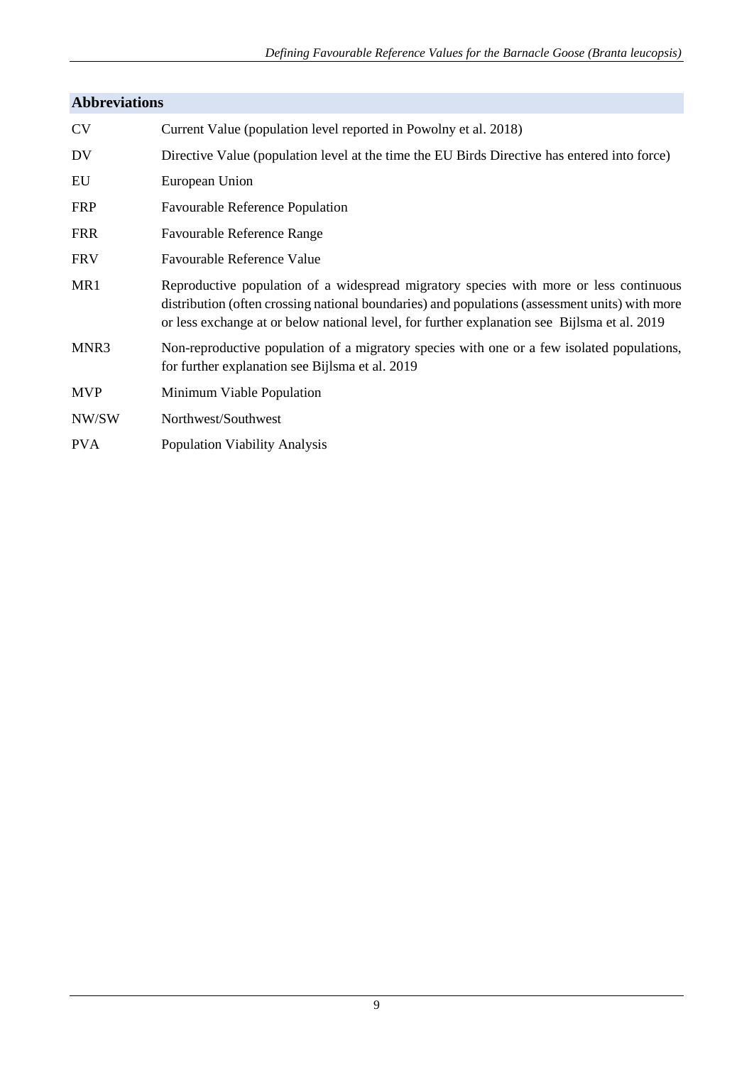## Abbreviations

| | |
|---|---|
| CV | Current Value (population level reported in Powolny et al. 2018) |
| DV | Directive Value (population level at the time the EU Birds Directive has entered into force) |
| EU | European Union |
| FRP | Favourable Reference Population |
| FRR | Favourable Reference Range |
| FRV | Favourable Reference Value |
| MR1 | Reproductive population of a widespread migratory species with more or less continuous distribution (often crossing national boundaries) and populations (assessment units) with more or less exchange at or below national level, for further explanation see Bijlsma et al. 2019 |
| MNR3 | Non-reproductive population of a migratory species with one or a few isolated populations, for further explanation see Bijlsma et al. 2019 |
| MVP | Minimum Viable Population |
| NW/SW | Northwest/Southwest |
| PVA | Population Viability Analysis |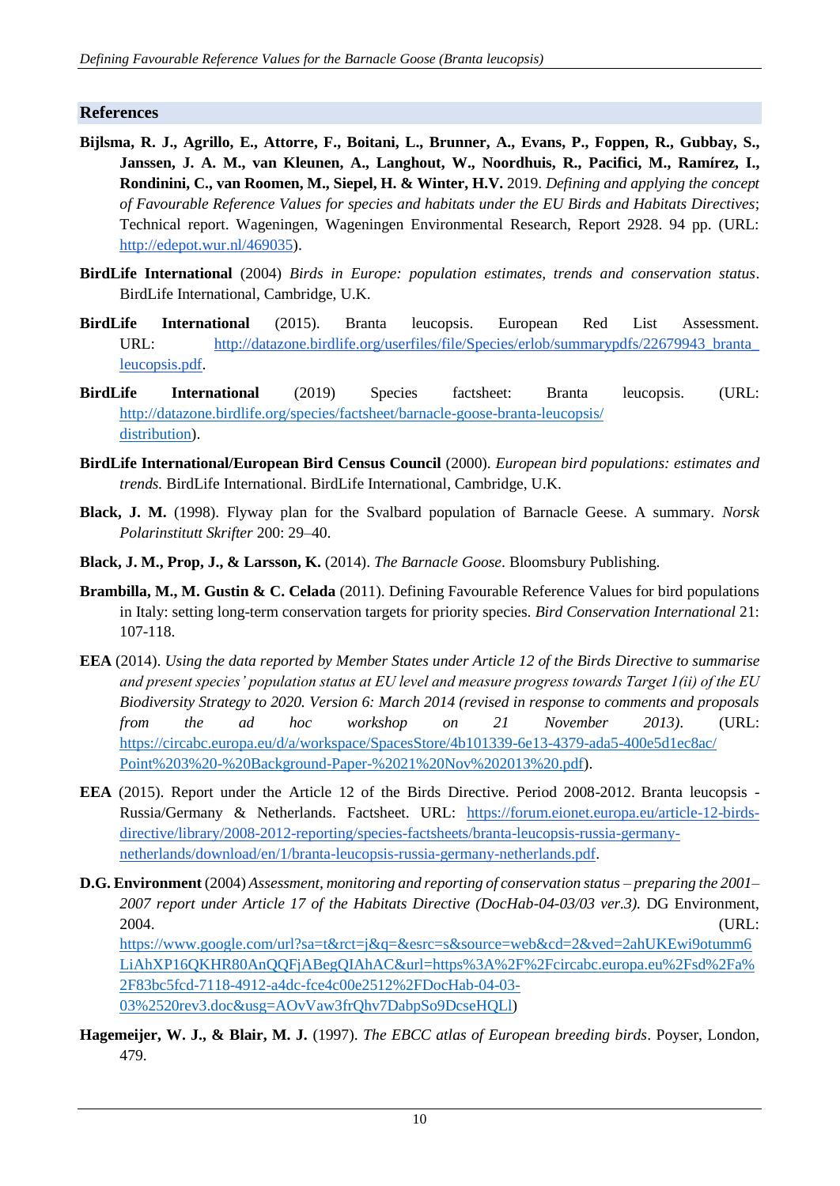## References

**Bijlsma, R. J., Agrillo, E., Attorre, F., Boitani, L., Brunner, A., Evans, P., Foppen, R., Gubbay, S., Janssen, J. A. M., van Kleunen, A., Langhout, W., Noordhuis, R., Pacifici, M., Ramírez, I., Rondinini, C., van Roomen, M., Siepel, H. & Winter, H.V.** 2019. *Defining and applying the concept of Favourable Reference Values for species and habitats under the EU Birds and Habitats Directives*; Technical report. Wageningen, Wageningen Environmental Research, Report 2928. 94 pp. (URL: http://edepot.wur.nl/469035).

**BirdLife International** (2004) *Birds in Europe: population estimates, trends and conservation status*. BirdLife International, Cambridge, U.K.

**BirdLife International** (2015). Branta leucopsis. European Red List Assessment. URL: http://datazone.birdlife.org/userfiles/file/Species/erlob/summarypdfs/22679943_branta_leucopsis.pdf.

**BirdLife International** (2019) Species factsheet: Branta leucopsis. (URL: http://datazone.birdlife.org/species/factsheet/barnacle-goose-branta-leucopsis/distribution).

**BirdLife International/European Bird Census Council** (2000). *European bird populations: estimates and trends.* BirdLife International. BirdLife International, Cambridge, U.K.

**Black, J. M.** (1998). Flyway plan for the Svalbard population of Barnacle Geese. A summary. *Norsk Polarinstitutt Skrifter* 200: 29–40.

**Black, J. M., Prop, J., & Larsson, K.** (2014). *The Barnacle Goose*. Bloomsbury Publishing.

**Brambilla, M., M. Gustin & C. Celada** (2011). Defining Favourable Reference Values for bird populations in Italy: setting long-term conservation targets for priority species. *Bird Conservation International* 21: 107-118.

**EEA** (2014). *Using the data reported by Member States under Article 12 of the Birds Directive to summarise and present species' population status at EU level and measure progress towards Target 1(ii) of the EU Biodiversity Strategy to 2020. Version 6: March 2014 (revised in response to comments and proposals from the ad hoc workshop on 21 November 2013)*. (URL: https://circabc.europa.eu/d/a/workspace/SpacesStore/4b101339-6e13-4379-ada5-400e5d1ec8ac/Point%203%20-%20Background-Paper-%2021%20Nov%202013%20.pdf).

**EEA** (2015). Report under the Article 12 of the Birds Directive. Period 2008-2012. Branta leucopsis - Russia/Germany & Netherlands. Factsheet. URL: https://forum.eionet.europa.eu/article-12-birds-directive/library/2008-2012-reporting/species-factsheets/branta-leucopsis-russia-germany-netherlands/download/en/1/branta-leucopsis-russia-germany-netherlands.pdf.

**D.G. Environment** (2004) *Assessment, monitoring and reporting of conservation status – preparing the 2001–2007 report under Article 17 of the Habitats Directive (DocHab-04-03/03 ver.3).* DG Environment, 2004. (URL: https://www.google.com/url?sa=t&rct=j&q=&esrc=s&source=web&cd=2&ved=2ahUKEwi9otumm6LiAhXP16QKHR80AnQQFjABegQIAhAC&url=https%3A%2F%2Fcircabc.europa.eu%2Fsd%2Fa%2F83bc5fcd-7118-4912-a4dc-fce4c00e2512%2FDocHab-04-03-03%2520rev3.doc&usg=AOvVaw3frQhv7DabpSo9DcseHQLl)

**Hagemeijer, W. J., & Blair, M. J.** (1997). *The EBCC atlas of European breeding birds*. Poyser, London, 479.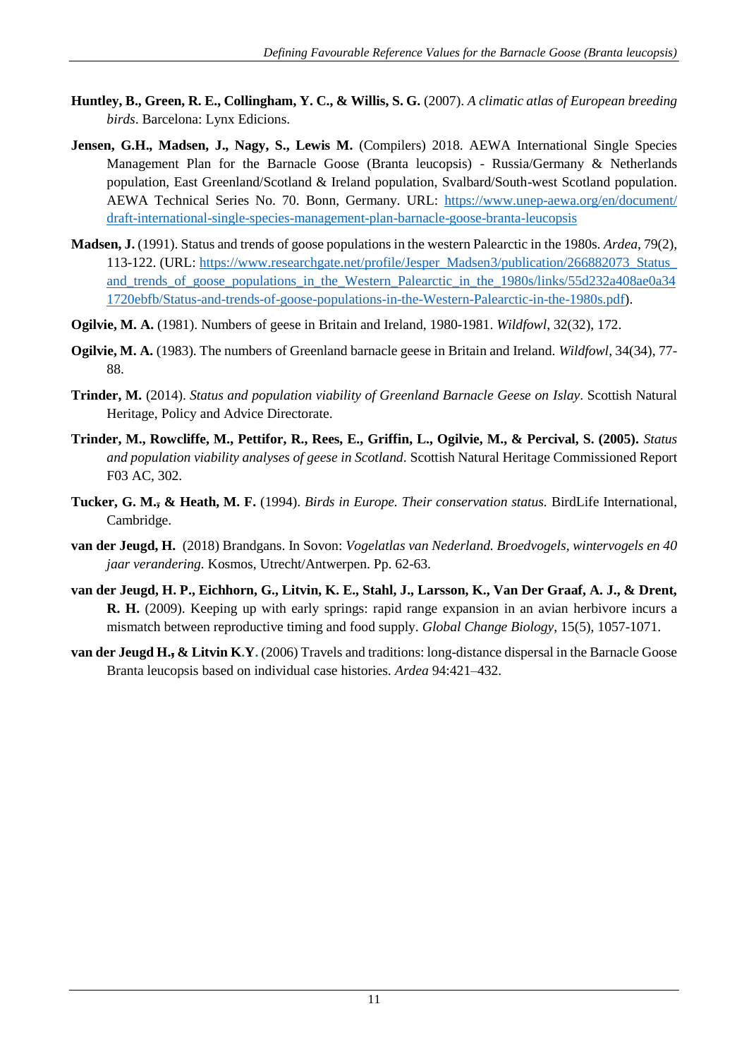**Huntley, B., Green, R. E., Collingham, Y. C., & Willis, S. G.** (2007). *A climatic atlas of European breeding birds*. Barcelona: Lynx Edicions.

**Jensen, G.H., Madsen, J., Nagy, S., Lewis M.** (Compilers) 2018. AEWA International Single Species Management Plan for the Barnacle Goose (Branta leucopsis) - Russia/Germany & Netherlands population, East Greenland/Scotland & Ireland population, Svalbard/South-west Scotland population. AEWA Technical Series No. 70. Bonn, Germany. URL: https://www.unep-aewa.org/en/document/draft-international-single-species-management-plan-barnacle-goose-branta-leucopsis

**Madsen, J.** (1991). Status and trends of goose populations in the western Palearctic in the 1980s. *Ardea*, 79(2), 113-122. (URL: https://www.researchgate.net/profile/Jesper_Madsen3/publication/266882073_Status_and_trends_of_goose_populations_in_the_Western_Palearctic_in_the_1980s/links/55d232a408ae0a341720ebfb/Status-and-trends-of-goose-populations-in-the-Western-Palearctic-in-the-1980s.pdf).

**Ogilvie, M. A.** (1981). Numbers of geese in Britain and Ireland, 1980-1981. *Wildfowl*, 32(32), 172.

**Ogilvie, M. A.** (1983). The numbers of Greenland barnacle geese in Britain and Ireland. *Wildfowl*, 34(34), 77-88.

**Trinder, M.** (2014). *Status and population viability of Greenland Barnacle Geese on Islay*. Scottish Natural Heritage, Policy and Advice Directorate.

**Trinder, M., Rowcliffe, M., Pettifor, R., Rees, E., Griffin, L., Ogilvie, M., & Percival, S. (2005).** *Status and population viability analyses of geese in Scotland*. Scottish Natural Heritage Commissioned Report F03 AC, 302.

**Tucker, G. M., & Heath, M. F.** (1994). *Birds in Europe. Their conservation status.* BirdLife International, Cambridge.

**van der Jeugd, H.** (2018) Brandgans. In Sovon: *Vogelatlas van Nederland. Broedvogels, wintervogels en 40 jaar verandering.* Kosmos, Utrecht/Antwerpen. Pp. 62-63.

**van der Jeugd, H. P., Eichhorn, G., Litvin, K. E., Stahl, J., Larsson, K., Van Der Graaf, A. J., & Drent, R. H.** (2009). Keeping up with early springs: rapid range expansion in an avian herbivore incurs a mismatch between reproductive timing and food supply. *Global Change Biology*, 15(5), 1057-1071.

**van der Jeugd H., & Litvin K.Y.** (2006) Travels and traditions: long-distance dispersal in the Barnacle Goose Branta leucopsis based on individual case histories. *Ardea* 94:421–432.